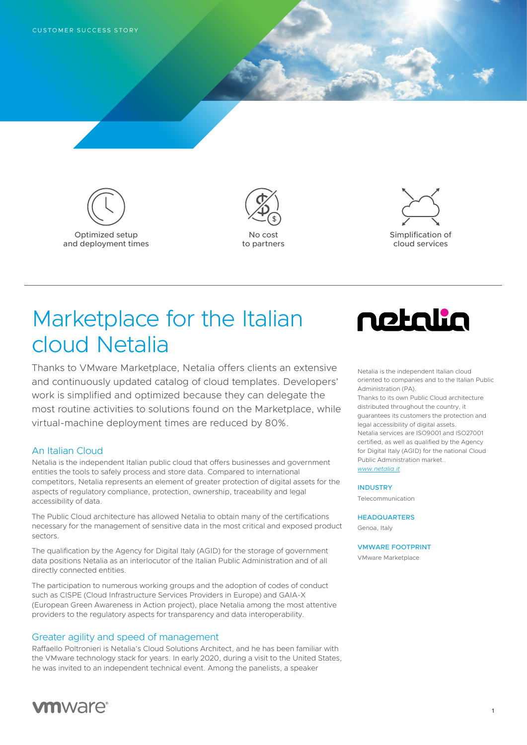CUSTOMER SUCCESS STORY

Optimized setup and deployment times

No cost to partners

Simplification of cloud services

# Marketplace for the Italian cloud Netalia

Thanks to VMware Marketplace, Netalia offers clients an extensive and continuously updated catalog of cloud templates. Developers' work is simplified and optimized because they can delegate the most routine activities to solutions found on the Marketplace, while virtual-machine deployment times are reduced by 80%.

## An Italian Cloud

Netalia is the independent Italian public cloud that offers businesses and government entities the tools to safely process and store data. Compared to international competitors, Netalia represents an element of greater protection of digital assets for the aspects of regulatory compliance, protection, ownership, traceability and legal accessibility of data.

The Public Cloud architecture has allowed Netalia to obtain many of the certifications necessary for the management of sensitive data in the most critical and exposed product sectors.

The qualification by the Agency for Digital Italy (AGID) for the storage of government data positions Netalia as an interlocutor of the Italian Public Administration and of all directly connected entities.

The participation to numerous working groups and the adoption of codes of conduct such as CISPE (Cloud Infrastructure Services Providers in Europe) and GAIA-X (European Green Awareness in Action project), place Netalia among the most attentive providers to the regulatory aspects for transparency and data interoperability.

## Greater agility and speed of management

Raffaello Poltronieri is Netalia's Cloud Solutions Architect, and he has been familiar with the VMware technology stack for years. In early 2020, during a visit to the United States, he was invited to an independent technical event. Among the panelists, a speaker

netalia

Netalia is the independent Italian cloud oriented to companies and to the Italian Public Administration (PA).
Thanks to its own Public Cloud architecture distributed throughout the country, it guarantees its customers the protection and legal accessibility of digital assets.
Netalia services are ISO9001 and ISO27001 certified, as well as qualified by the Agency for Digital Italy (AGID) for the national Cloud Public Administration market..
*www.netalia.it*

**INDUSTRY**

Telecommunication

**HEADQUARTERS**

Genoa, Italy

**VMWARE FOOTPRINT**

VMware Marketplace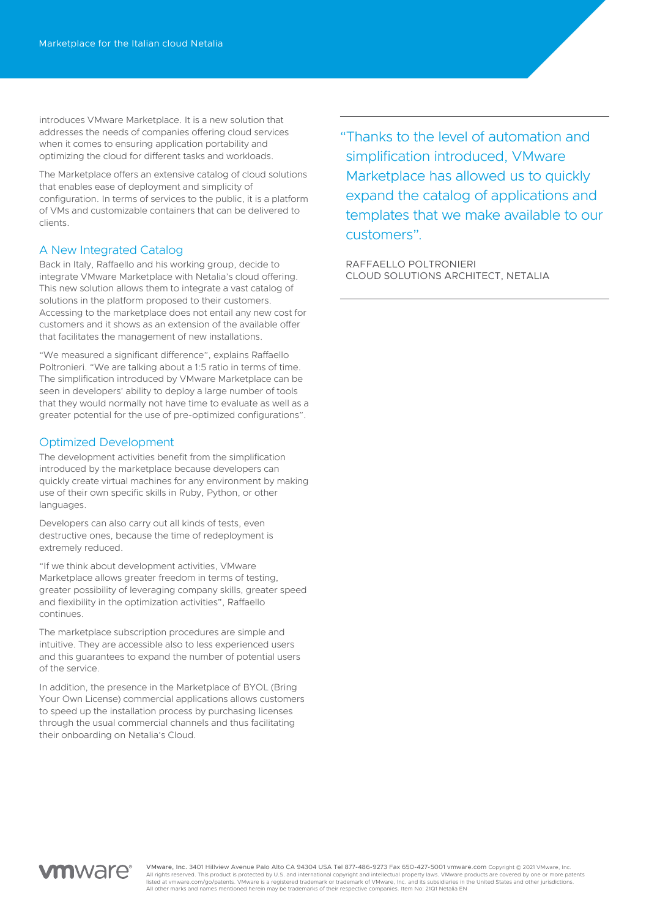introduces VMware Marketplace. It is a new solution that addresses the needs of companies offering cloud services when it comes to ensuring application portability and optimizing the cloud for different tasks and workloads.

The Marketplace offers an extensive catalog of cloud solutions that enables ease of deployment and simplicity of configuration. In terms of services to the public, it is a platform of VMs and customizable containers that can be delivered to clients.

## A New Integrated Catalog

Back in Italy, Raffaello and his working group, decide to integrate VMware Marketplace with Netalia's cloud offering. This new solution allows them to integrate a vast catalog of solutions in the platform proposed to their customers. Accessing to the marketplace does not entail any new cost for customers and it shows as an extension of the available offer that facilitates the management of new installations.

"We measured a significant difference", explains Raffaello Poltronieri. "We are talking about a 1:5 ratio in terms of time. The simplification introduced by VMware Marketplace can be seen in developers' ability to deploy a large number of tools that they would normally not have time to evaluate as well as a greater potential for the use of pre-optimized configurations".

## Optimized Development

The development activities benefit from the simplification introduced by the marketplace because developers can quickly create virtual machines for any environment by making use of their own specific skills in Ruby, Python, or other languages.

Developers can also carry out all kinds of tests, even destructive ones, because the time of redeployment is extremely reduced.

"If we think about development activities, VMware Marketplace allows greater freedom in terms of testing, greater possibility of leveraging company skills, greater speed and flexibility in the optimization activities", Raffaello continues.

The marketplace subscription procedures are simple and intuitive. They are accessible also to less experienced users and this guarantees to expand the number of potential users of the service.

In addition, the presence in the Marketplace of BYOL (Bring Your Own License) commercial applications allows customers to speed up the installation process by purchasing licenses through the usual commercial channels and thus facilitating their onboarding on Netalia's Cloud.

> "Thanks to the level of automation and simplification introduced, VMware Marketplace has allowed us to quickly expand the catalog of applications and templates that we make available to our customers".
>
> RAFFAELLO POLTRONIERI
> CLOUD SOLUTIONS ARCHITECT, NETALIA

**VMware, Inc.** 3401 Hillview Avenue Palo Alto CA 94304 USA Tel 877-486-9273 Fax 650-427-5001 vmware.com Copyright © 2021 VMware, Inc. All rights reserved. This product is protected by U.S. and international copyright and intellectual property laws. VMware products are covered by one or more patents listed at vmware.com/go/patents. VMware is a registered trademark or trademark of VMware, Inc. and its subsidiaries in the United States and other jurisdictions. All other marks and names mentioned herein may be trademarks of their respective companies. Item No: 21Q1 Netalia EN